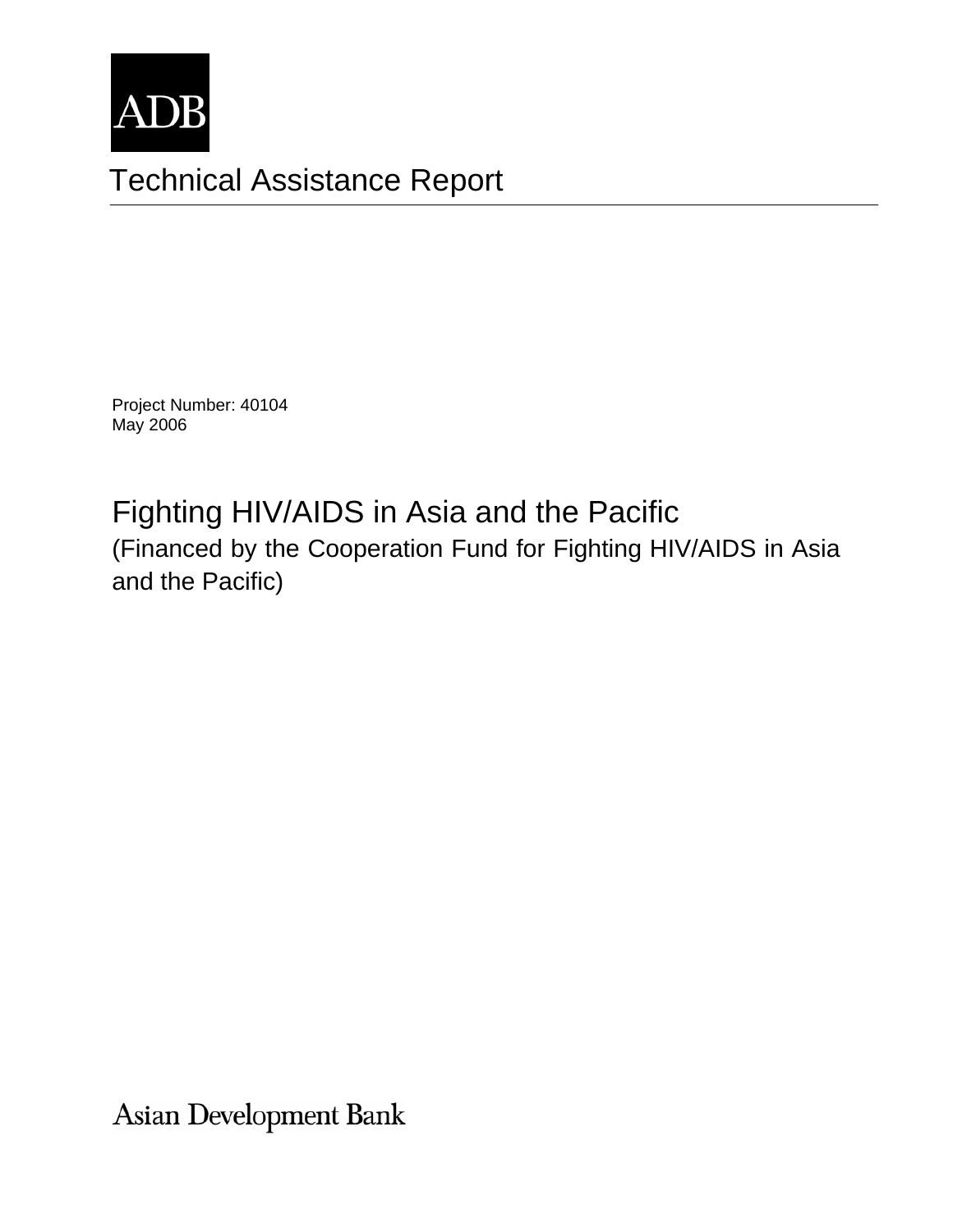ADB

# Technical Assistance Report

Project Number: 40104
May 2006

## Fighting HIV/AIDS in Asia and the Pacific

(Financed by the Cooperation Fund for Fighting HIV/AIDS in Asia and the Pacific)

Asian Development Bank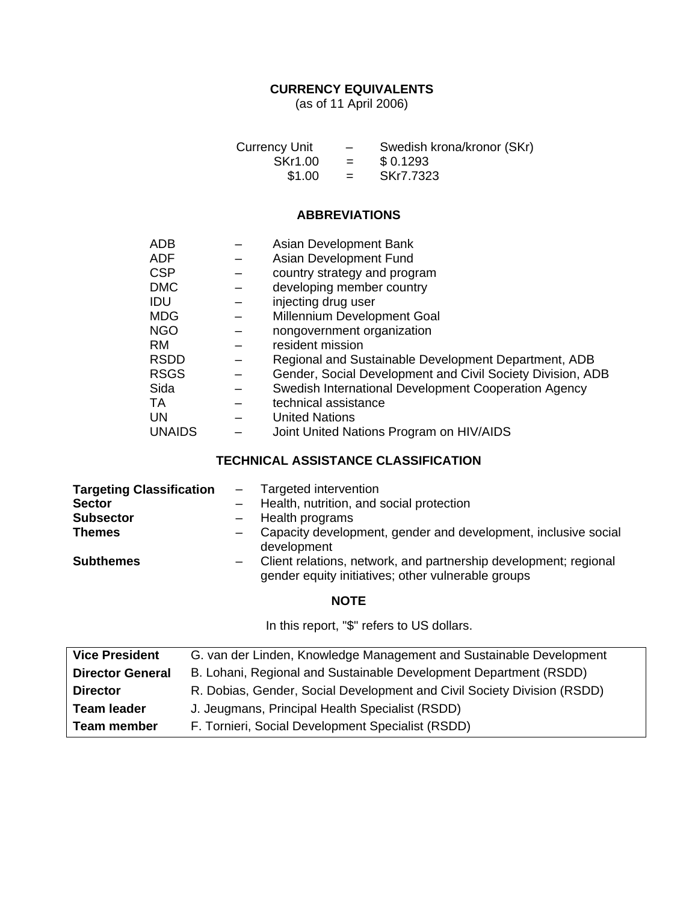## CURRENCY EQUIVALENTS

(as of 11 April 2006)

| | | |
|---|---|---|
| Currency Unit | – | Swedish krona/kronor (SKr) |
| SKr1.00 | = | $ 0.1293 |
| $1.00 | = | SKr7.7323 |

## ABBREVIATIONS

| | | |
|---|---|---|
| ADB | – | Asian Development Bank |
| ADF | – | Asian Development Fund |
| CSP | – | country strategy and program |
| DMC | – | developing member country |
| IDU | – | injecting drug user |
| MDG | – | Millennium Development Goal |
| NGO | – | nongovernment organization |
| RM | – | resident mission |
| RSDD | – | Regional and Sustainable Development Department, ADB |
| RSGS | – | Gender, Social Development and Civil Society Division, ADB |
| Sida | – | Swedish International Development Cooperation Agency |
| TA | – | technical assistance |
| UN | – | United Nations |
| UNAIDS | – | Joint United Nations Program on HIV/AIDS |

## TECHNICAL ASSISTANCE CLASSIFICATION

| | | |
|---|---|---|
| **Targeting Classification** | – | Targeted intervention |
| **Sector** | – | Health, nutrition, and social protection |
| **Subsector** | – | Health programs |
| **Themes** | – | Capacity development, gender and development, inclusive social development |
| **Subthemes** | – | Client relations, network, and partnership development; regional gender equity initiatives; other vulnerable groups |

## NOTE

In this report, "$" refers to US dollars.

| | |
|---|---|
| **Vice President** | G. van der Linden, Knowledge Management and Sustainable Development |
| **Director General** | B. Lohani, Regional and Sustainable Development Department (RSDD) |
| **Director** | R. Dobias, Gender, Social Development and Civil Society Division (RSDD) |
| **Team leader** | J. Jeugmans, Principal Health Specialist (RSDD) |
| **Team member** | F. Tornieri, Social Development Specialist (RSDD) |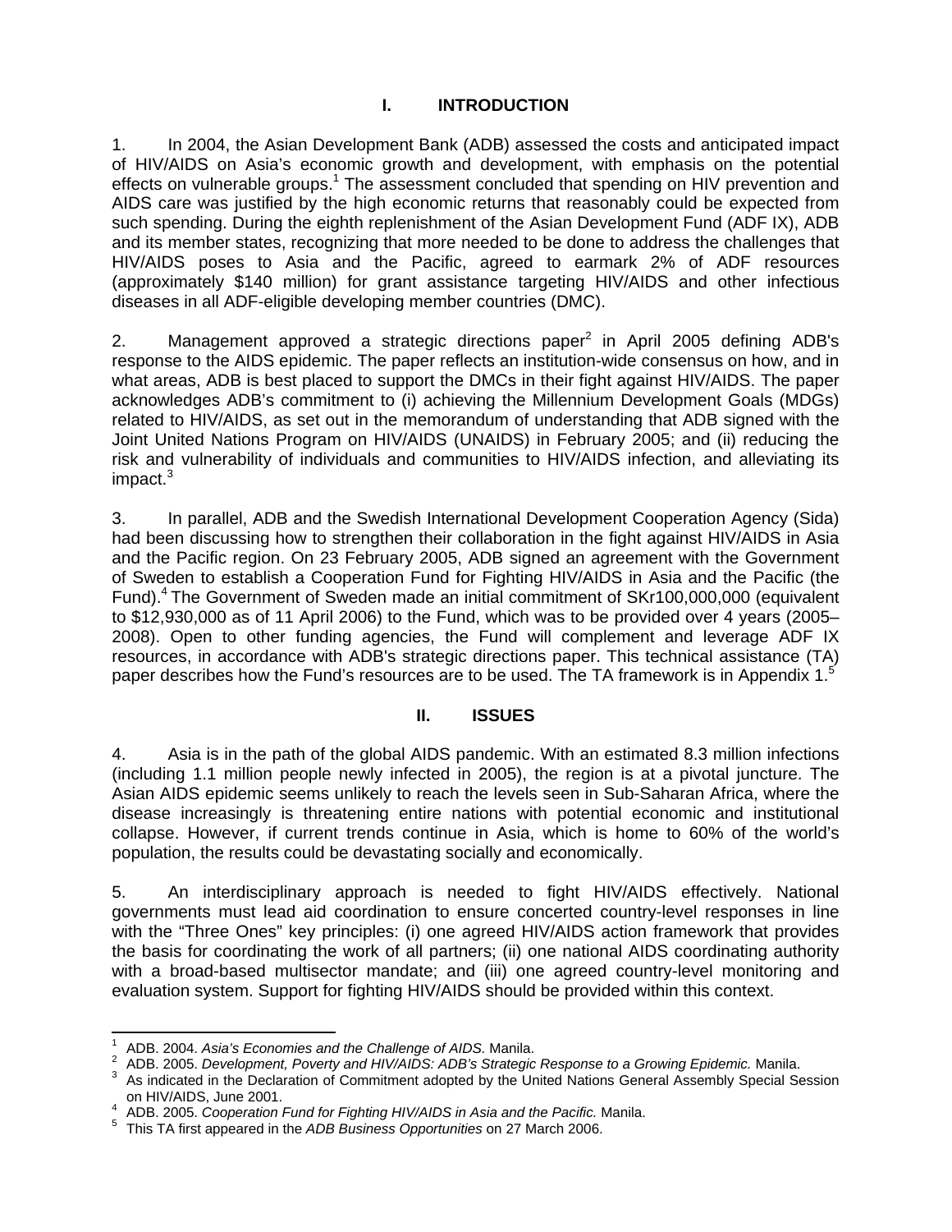# I. INTRODUCTION

1. In 2004, the Asian Development Bank (ADB) assessed the costs and anticipated impact of HIV/AIDS on Asia's economic growth and development, with emphasis on the potential effects on vulnerable groups.[1] The assessment concluded that spending on HIV prevention and AIDS care was justified by the high economic returns that reasonably could be expected from such spending. During the eighth replenishment of the Asian Development Fund (ADF IX), ADB and its member states, recognizing that more needed to be done to address the challenges that HIV/AIDS poses to Asia and the Pacific, agreed to earmark 2% of ADF resources (approximately $140 million) for grant assistance targeting HIV/AIDS and other infectious diseases in all ADF-eligible developing member countries (DMC).

2. Management approved a strategic directions paper[2] in April 2005 defining ADB's response to the AIDS epidemic. The paper reflects an institution-wide consensus on how, and in what areas, ADB is best placed to support the DMCs in their fight against HIV/AIDS. The paper acknowledges ADB's commitment to (i) achieving the Millennium Development Goals (MDGs) related to HIV/AIDS, as set out in the memorandum of understanding that ADB signed with the Joint United Nations Program on HIV/AIDS (UNAIDS) in February 2005; and (ii) reducing the risk and vulnerability of individuals and communities to HIV/AIDS infection, and alleviating its impact.[3]

3. In parallel, ADB and the Swedish International Development Cooperation Agency (Sida) had been discussing how to strengthen their collaboration in the fight against HIV/AIDS in Asia and the Pacific region. On 23 February 2005, ADB signed an agreement with the Government of Sweden to establish a Cooperation Fund for Fighting HIV/AIDS in Asia and the Pacific (the Fund).[4] The Government of Sweden made an initial commitment of SKr100,000,000 (equivalent to $12,930,000 as of 11 April 2006) to the Fund, which was to be provided over 4 years (2005–2008). Open to other funding agencies, the Fund will complement and leverage ADF IX resources, in accordance with ADB's strategic directions paper. This technical assistance (TA) paper describes how the Fund's resources are to be used. The TA framework is in Appendix 1.[5]

# II. ISSUES

4. Asia is in the path of the global AIDS pandemic. With an estimated 8.3 million infections (including 1.1 million people newly infected in 2005), the region is at a pivotal juncture. The Asian AIDS epidemic seems unlikely to reach the levels seen in Sub-Saharan Africa, where the disease increasingly is threatening entire nations with potential economic and institutional collapse. However, if current trends continue in Asia, which is home to 60% of the world's population, the results could be devastating socially and economically.

5. An interdisciplinary approach is needed to fight HIV/AIDS effectively. National governments must lead aid coordination to ensure concerted country-level responses in line with the "Three Ones" key principles: (i) one agreed HIV/AIDS action framework that provides the basis for coordinating the work of all partners; (ii) one national AIDS coordinating authority with a broad-based multisector mandate; and (iii) one agreed country-level monitoring and evaluation system. Support for fighting HIV/AIDS should be provided within this context.

---

[1] ADB. 2004. *Asia's Economies and the Challenge of AIDS.* Manila.

[2] ADB. 2005. *Development, Poverty and HIV/AIDS: ADB's Strategic Response to a Growing Epidemic.* Manila.

[3] As indicated in the Declaration of Commitment adopted by the United Nations General Assembly Special Session on HIV/AIDS, June 2001.

[4] ADB. 2005. *Cooperation Fund for Fighting HIV/AIDS in Asia and the Pacific.* Manila.

[5] This TA first appeared in the *ADB Business Opportunities* on 27 March 2006.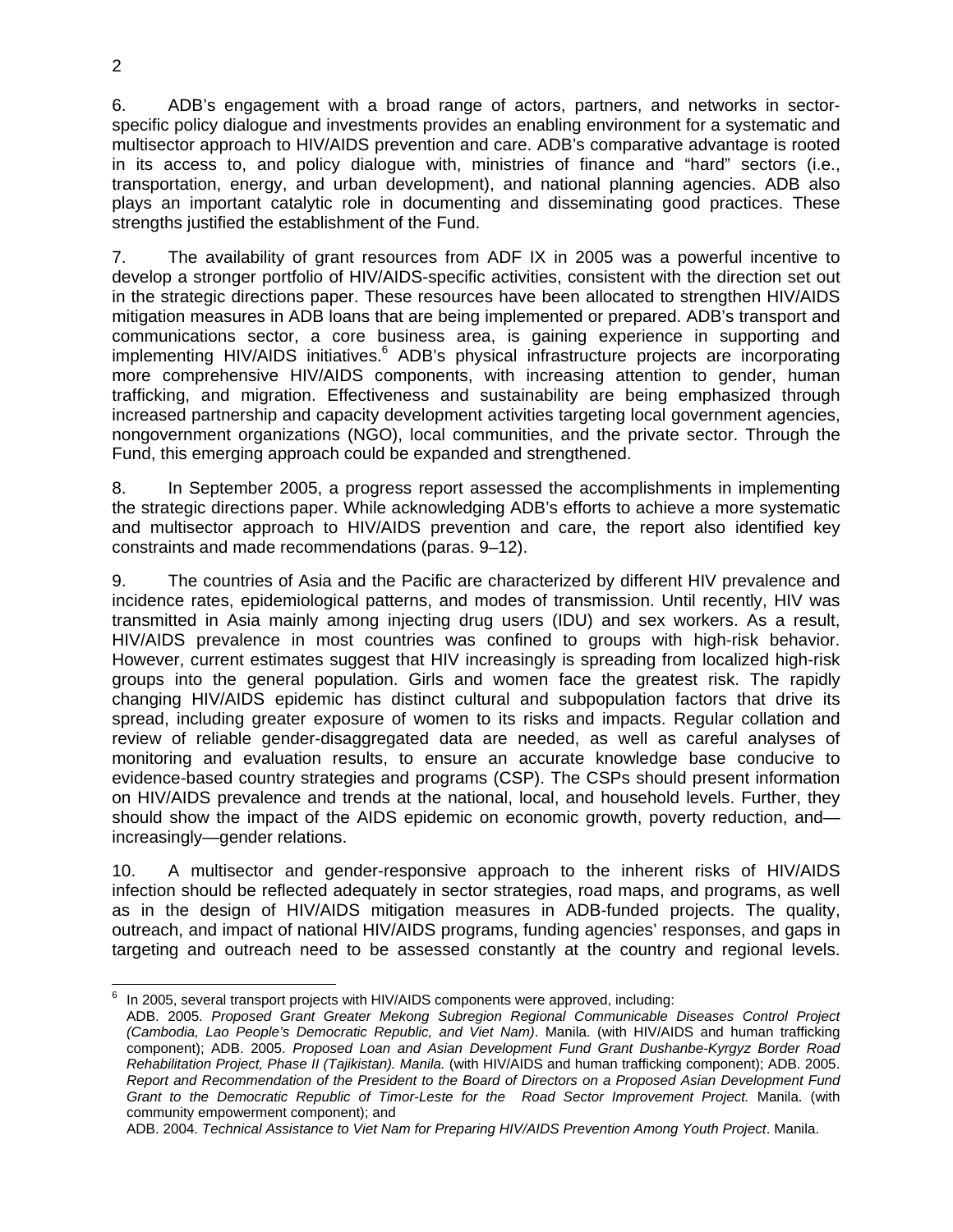6. ADB's engagement with a broad range of actors, partners, and networks in sector-specific policy dialogue and investments provides an enabling environment for a systematic and multisector approach to HIV/AIDS prevention and care. ADB's comparative advantage is rooted in its access to, and policy dialogue with, ministries of finance and "hard" sectors (i.e., transportation, energy, and urban development), and national planning agencies. ADB also plays an important catalytic role in documenting and disseminating good practices. These strengths justified the establishment of the Fund.

7. The availability of grant resources from ADF IX in 2005 was a powerful incentive to develop a stronger portfolio of HIV/AIDS-specific activities, consistent with the direction set out in the strategic directions paper. These resources have been allocated to strengthen HIV/AIDS mitigation measures in ADB loans that are being implemented or prepared. ADB's transport and communications sector, a core business area, is gaining experience in supporting and implementing HIV/AIDS initiatives.[6] ADB's physical infrastructure projects are incorporating more comprehensive HIV/AIDS components, with increasing attention to gender, human trafficking, and migration. Effectiveness and sustainability are being emphasized through increased partnership and capacity development activities targeting local government agencies, nongovernment organizations (NGO), local communities, and the private sector. Through the Fund, this emerging approach could be expanded and strengthened.

8. In September 2005, a progress report assessed the accomplishments in implementing the strategic directions paper. While acknowledging ADB's efforts to achieve a more systematic and multisector approach to HIV/AIDS prevention and care, the report also identified key constraints and made recommendations (paras. 9–12).

9. The countries of Asia and the Pacific are characterized by different HIV prevalence and incidence rates, epidemiological patterns, and modes of transmission. Until recently, HIV was transmitted in Asia mainly among injecting drug users (IDU) and sex workers. As a result, HIV/AIDS prevalence in most countries was confined to groups with high-risk behavior. However, current estimates suggest that HIV increasingly is spreading from localized high-risk groups into the general population. Girls and women face the greatest risk. The rapidly changing HIV/AIDS epidemic has distinct cultural and subpopulation factors that drive its spread, including greater exposure of women to its risks and impacts. Regular collation and review of reliable gender-disaggregated data are needed, as well as careful analyses of monitoring and evaluation results, to ensure an accurate knowledge base conducive to evidence-based country strategies and programs (CSP). The CSPs should present information on HIV/AIDS prevalence and trends at the national, local, and household levels. Further, they should show the impact of the AIDS epidemic on economic growth, poverty reduction, and—increasingly—gender relations.

10. A multisector and gender-responsive approach to the inherent risks of HIV/AIDS infection should be reflected adequately in sector strategies, road maps, and programs, as well as in the design of HIV/AIDS mitigation measures in ADB-funded projects. The quality, outreach, and impact of national HIV/AIDS programs, funding agencies' responses, and gaps in targeting and outreach need to be assessed constantly at the country and regional levels.

---

[6] In 2005, several transport projects with HIV/AIDS components were approved, including:
ADB. 2005. *Proposed Grant Greater Mekong Subregion Regional Communicable Diseases Control Project (Cambodia, Lao People's Democratic Republic, and Viet Nam)*. Manila. (with HIV/AIDS and human trafficking component); ADB. 2005. *Proposed Loan and Asian Development Fund Grant Dushanbe-Kyrgyz Border Road Rehabilitation Project, Phase II (Tajikistan). Manila.* (with HIV/AIDS and human trafficking component); ADB. 2005. *Report and Recommendation of the President to the Board of Directors on a Proposed Asian Development Fund Grant to the Democratic Republic of Timor-Leste for the Road Sector Improvement Project.* Manila. (with community empowerment component); and
ADB. 2004. *Technical Assistance to Viet Nam for Preparing HIV/AIDS Prevention Among Youth Project*. Manila.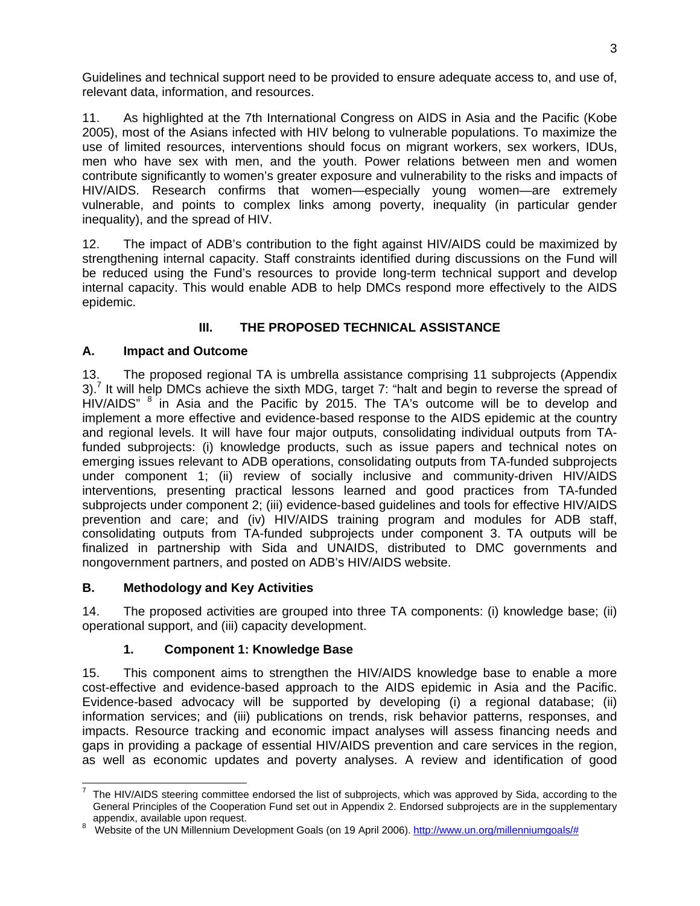Guidelines and technical support need to be provided to ensure adequate access to, and use of, relevant data, information, and resources.

11. As highlighted at the 7th International Congress on AIDS in Asia and the Pacific (Kobe 2005), most of the Asians infected with HIV belong to vulnerable populations. To maximize the use of limited resources, interventions should focus on migrant workers, sex workers, IDUs, men who have sex with men, and the youth. Power relations between men and women contribute significantly to women's greater exposure and vulnerability to the risks and impacts of HIV/AIDS. Research confirms that women—especially young women—are extremely vulnerable, and points to complex links among poverty, inequality (in particular gender inequality), and the spread of HIV.

12. The impact of ADB's contribution to the fight against HIV/AIDS could be maximized by strengthening internal capacity. Staff constraints identified during discussions on the Fund will be reduced using the Fund's resources to provide long-term technical support and develop internal capacity. This would enable ADB to help DMCs respond more effectively to the AIDS epidemic.

## III. THE PROPOSED TECHNICAL ASSISTANCE

### A. Impact and Outcome

13. The proposed regional TA is umbrella assistance comprising 11 subprojects (Appendix 3).[7] It will help DMCs achieve the sixth MDG, target 7: "halt and begin to reverse the spread of HIV/AIDS" [8] in Asia and the Pacific by 2015. The TA's outcome will be to develop and implement a more effective and evidence-based response to the AIDS epidemic at the country and regional levels. It will have four major outputs, consolidating individual outputs from TA-funded subprojects: (i) knowledge products, such as issue papers and technical notes on emerging issues relevant to ADB operations, consolidating outputs from TA-funded subprojects under component 1; (ii) review of socially inclusive and community-driven HIV/AIDS interventions*,* presenting practical lessons learned and good practices from TA-funded subprojects under component 2; (iii) evidence-based guidelines and tools for effective HIV/AIDS prevention and care; and (iv) HIV/AIDS training program and modules for ADB staff, consolidating outputs from TA-funded subprojects under component 3. TA outputs will be finalized in partnership with Sida and UNAIDS, distributed to DMC governments and nongovernment partners, and posted on ADB's HIV/AIDS website.

### B. Methodology and Key Activities

14. The proposed activities are grouped into three TA components: (i) knowledge base; (ii) operational support, and (iii) capacity development.

#### 1. Component 1: Knowledge Base

15. This component aims to strengthen the HIV/AIDS knowledge base to enable a more cost-effective and evidence-based approach to the AIDS epidemic in Asia and the Pacific. Evidence-based advocacy will be supported by developing (i) a regional database; (ii) information services; and (iii) publications on trends, risk behavior patterns, responses, and impacts. Resource tracking and economic impact analyses will assess financing needs and gaps in providing a package of essential HIV/AIDS prevention and care services in the region, as well as economic updates and poverty analyses. A review and identification of good

---

[7] The HIV/AIDS steering committee endorsed the list of subprojects, which was approved by Sida, according to the General Principles of the Cooperation Fund set out in Appendix 2. Endorsed subprojects are in the supplementary appendix, available upon request.

[8] Website of the UN Millennium Development Goals (on 19 April 2006). http://www.un.org/millenniumgoals/#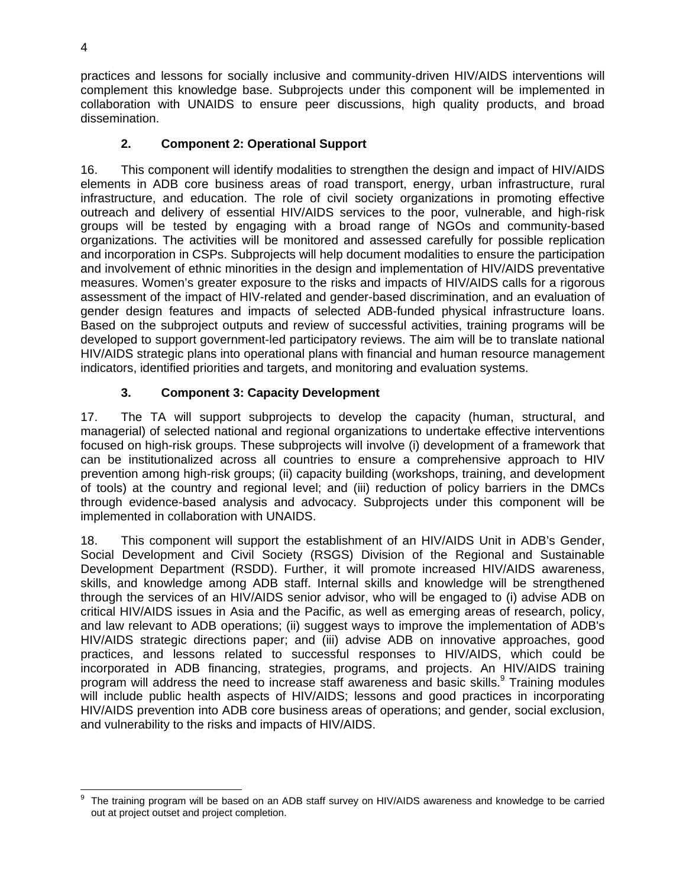practices and lessons for socially inclusive and community-driven HIV/AIDS interventions will complement this knowledge base. Subprojects under this component will be implemented in collaboration with UNAIDS to ensure peer discussions, high quality products, and broad dissemination.

### 2. Component 2: Operational Support

16. This component will identify modalities to strengthen the design and impact of HIV/AIDS elements in ADB core business areas of road transport, energy, urban infrastructure, rural infrastructure, and education. The role of civil society organizations in promoting effective outreach and delivery of essential HIV/AIDS services to the poor, vulnerable, and high-risk groups will be tested by engaging with a broad range of NGOs and community-based organizations. The activities will be monitored and assessed carefully for possible replication and incorporation in CSPs. Subprojects will help document modalities to ensure the participation and involvement of ethnic minorities in the design and implementation of HIV/AIDS preventative measures. Women's greater exposure to the risks and impacts of HIV/AIDS calls for a rigorous assessment of the impact of HIV-related and gender-based discrimination, and an evaluation of gender design features and impacts of selected ADB-funded physical infrastructure loans. Based on the subproject outputs and review of successful activities, training programs will be developed to support government-led participatory reviews. The aim will be to translate national HIV/AIDS strategic plans into operational plans with financial and human resource management indicators, identified priorities and targets, and monitoring and evaluation systems.

### 3. Component 3: Capacity Development

17. The TA will support subprojects to develop the capacity (human, structural, and managerial) of selected national and regional organizations to undertake effective interventions focused on high-risk groups. These subprojects will involve (i) development of a framework that can be institutionalized across all countries to ensure a comprehensive approach to HIV prevention among high-risk groups; (ii) capacity building (workshops, training, and development of tools) at the country and regional level; and (iii) reduction of policy barriers in the DMCs through evidence-based analysis and advocacy. Subprojects under this component will be implemented in collaboration with UNAIDS.

18. This component will support the establishment of an HIV/AIDS Unit in ADB's Gender, Social Development and Civil Society (RSGS) Division of the Regional and Sustainable Development Department (RSDD). Further, it will promote increased HIV/AIDS awareness, skills, and knowledge among ADB staff. Internal skills and knowledge will be strengthened through the services of an HIV/AIDS senior advisor, who will be engaged to (i) advise ADB on critical HIV/AIDS issues in Asia and the Pacific, as well as emerging areas of research, policy, and law relevant to ADB operations; (ii) suggest ways to improve the implementation of ADB's HIV/AIDS strategic directions paper; and (iii) advise ADB on innovative approaches, good practices, and lessons related to successful responses to HIV/AIDS, which could be incorporated in ADB financing, strategies, programs, and projects. An HIV/AIDS training program will address the need to increase staff awareness and basic skills.[9] Training modules will include public health aspects of HIV/AIDS; lessons and good practices in incorporating HIV/AIDS prevention into ADB core business areas of operations; and gender, social exclusion, and vulnerability to the risks and impacts of HIV/AIDS.

---

[9] The training program will be based on an ADB staff survey on HIV/AIDS awareness and knowledge to be carried out at project outset and project completion.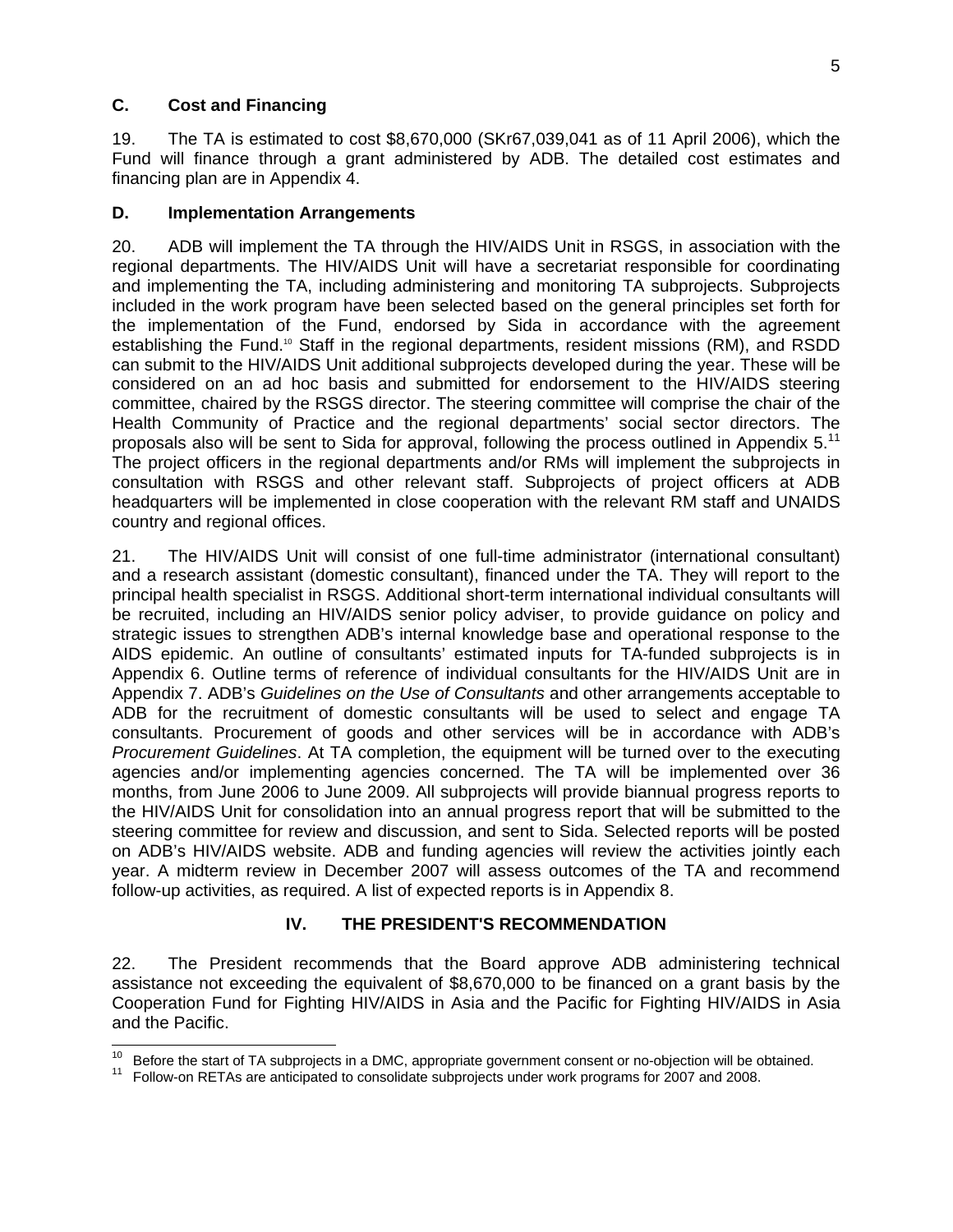### C. Cost and Financing

19. The TA is estimated to cost $8,670,000 (SKr67,039,041 as of 11 April 2006), which the Fund will finance through a grant administered by ADB. The detailed cost estimates and financing plan are in Appendix 4.

### D. Implementation Arrangements

20. ADB will implement the TA through the HIV/AIDS Unit in RSGS, in association with the regional departments. The HIV/AIDS Unit will have a secretariat responsible for coordinating and implementing the TA, including administering and monitoring TA subprojects. Subprojects included in the work program have been selected based on the general principles set forth for the implementation of the Fund, endorsed by Sida in accordance with the agreement establishing the Fund.[10] Staff in the regional departments, resident missions (RM), and RSDD can submit to the HIV/AIDS Unit additional subprojects developed during the year. These will be considered on an ad hoc basis and submitted for endorsement to the HIV/AIDS steering committee, chaired by the RSGS director. The steering committee will comprise the chair of the Health Community of Practice and the regional departments' social sector directors. The proposals also will be sent to Sida for approval, following the process outlined in Appendix 5.[11] The project officers in the regional departments and/or RMs will implement the subprojects in consultation with RSGS and other relevant staff. Subprojects of project officers at ADB headquarters will be implemented in close cooperation with the relevant RM staff and UNAIDS country and regional offices.

21. The HIV/AIDS Unit will consist of one full-time administrator (international consultant) and a research assistant (domestic consultant), financed under the TA. They will report to the principal health specialist in RSGS. Additional short-term international individual consultants will be recruited, including an HIV/AIDS senior policy adviser, to provide guidance on policy and strategic issues to strengthen ADB's internal knowledge base and operational response to the AIDS epidemic. An outline of consultants' estimated inputs for TA-funded subprojects is in Appendix 6. Outline terms of reference of individual consultants for the HIV/AIDS Unit are in Appendix 7. ADB's *Guidelines on the Use of Consultants* and other arrangements acceptable to ADB for the recruitment of domestic consultants will be used to select and engage TA consultants. Procurement of goods and other services will be in accordance with ADB's *Procurement Guidelines*. At TA completion, the equipment will be turned over to the executing agencies and/or implementing agencies concerned. The TA will be implemented over 36 months, from June 2006 to June 2009. All subprojects will provide biannual progress reports to the HIV/AIDS Unit for consolidation into an annual progress report that will be submitted to the steering committee for review and discussion, and sent to Sida. Selected reports will be posted on ADB's HIV/AIDS website. ADB and funding agencies will review the activities jointly each year. A midterm review in December 2007 will assess outcomes of the TA and recommend follow-up activities, as required. A list of expected reports is in Appendix 8.

## IV. THE PRESIDENT'S RECOMMENDATION

22. The President recommends that the Board approve ADB administering technical assistance not exceeding the equivalent of $8,670,000 to be financed on a grant basis by the Cooperation Fund for Fighting HIV/AIDS in Asia and the Pacific for Fighting HIV/AIDS in Asia and the Pacific.

---

[10] Before the start of TA subprojects in a DMC, appropriate government consent or no-objection will be obtained.

[11] Follow-on RETAs are anticipated to consolidate subprojects under work programs for 2007 and 2008.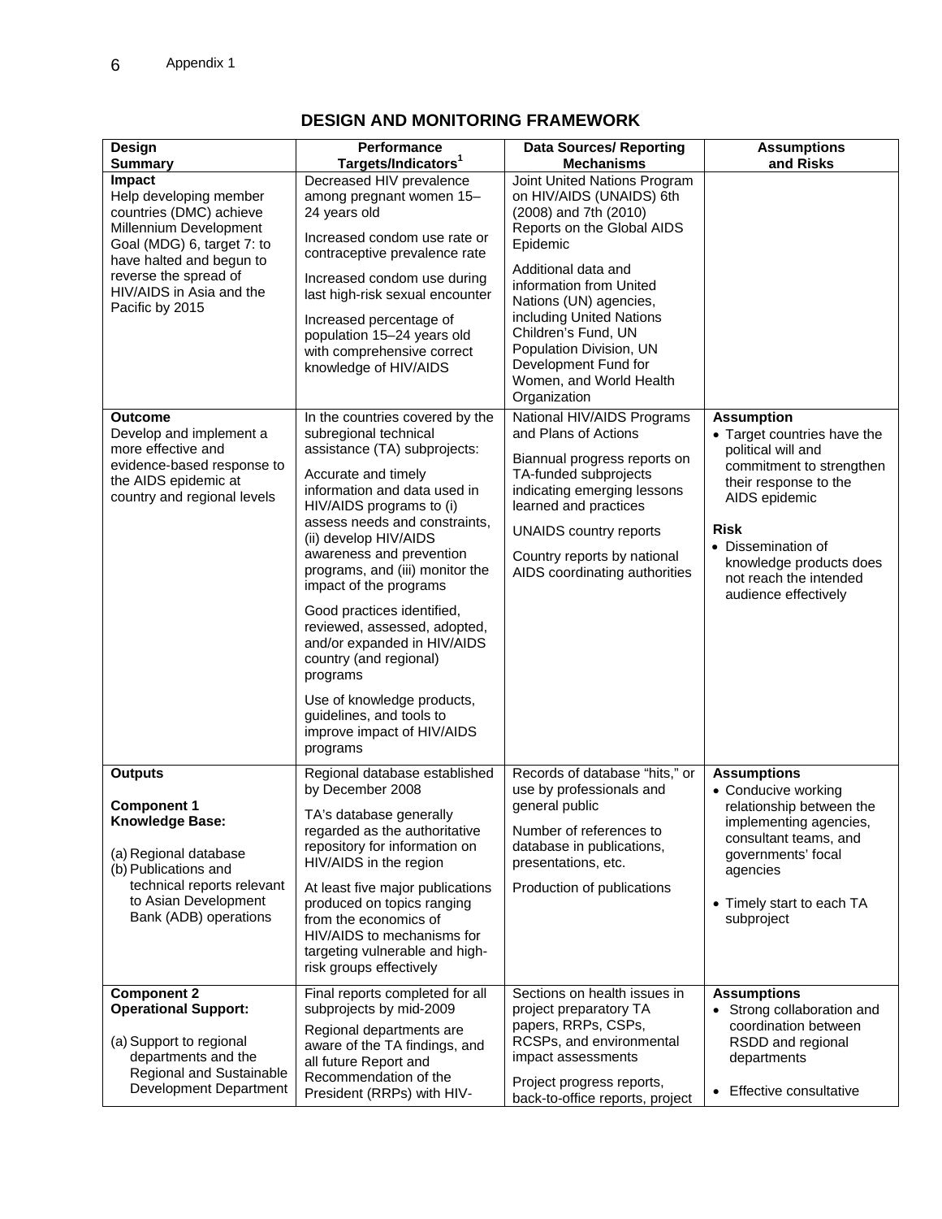## DESIGN AND MONITORING FRAMEWORK

| Design Summary | Performance Targets/Indicators[1] | Data Sources/ Reporting Mechanisms | Assumptions and Risks |
|---|---|---|---|
| **Impact**<br>Help developing member countries (DMC) achieve Millennium Development Goal (MDG) 6, target 7: to have halted and begun to reverse the spread of HIV/AIDS in Asia and the Pacific by 2015 | Decreased HIV prevalence among pregnant women 15–24 years old<br><br>Increased condom use rate or contraceptive prevalence rate<br><br>Increased condom use during last high-risk sexual encounter<br><br>Increased percentage of population 15–24 years old with comprehensive correct knowledge of HIV/AIDS | Joint United Nations Program on HIV/AIDS (UNAIDS) 6th (2008) and 7th (2010) Reports on the Global AIDS Epidemic<br><br>Additional data and information from United Nations (UN) agencies, including United Nations Children's Fund, UN Population Division, UN Development Fund for Women, and World Health Organization | |
| **Outcome**<br>Develop and implement a more effective and evidence-based response to the AIDS epidemic at country and regional levels | In the countries covered by the subregional technical assistance (TA) subprojects:<br><br>Accurate and timely information and data used in HIV/AIDS programs to (i) assess needs and constraints, (ii) develop HIV/AIDS awareness and prevention programs, and (iii) monitor the impact of the programs<br><br>Good practices identified, reviewed, assessed, adopted, and/or expanded in HIV/AIDS country (and regional) programs<br><br>Use of knowledge products, guidelines, and tools to improve impact of HIV/AIDS programs | National HIV/AIDS Programs and Plans of Actions<br><br>Biannual progress reports on TA-funded subprojects indicating emerging lessons learned and practices<br><br>UNAIDS country reports<br><br>Country reports by national AIDS coordinating authorities | **Assumption**<br>• Target countries have the political will and commitment to strengthen their response to the AIDS epidemic<br><br>**Risk**<br>• Dissemination of knowledge products does not reach the intended audience effectively |
| **Outputs**<br><br>**Component 1 Knowledge Base:**<br><br>(a) Regional database<br>(b) Publications and technical reports relevant to Asian Development Bank (ADB) operations | Regional database established by December 2008<br><br>TA's database generally regarded as the authoritative repository for information on HIV/AIDS in the region<br><br>At least five major publications produced on topics ranging from the economics of HIV/AIDS to mechanisms for targeting vulnerable and high-risk groups effectively | Records of database "hits," or use by professionals and general public<br><br>Number of references to database in publications, presentations, etc.<br><br>Production of publications | **Assumptions**<br>• Conducive working relationship between the implementing agencies, consultant teams, and governments' focal agencies<br><br>• Timely start to each TA subproject |
| **Component 2 Operational Support:**<br><br>(a) Support to regional departments and the Regional and Sustainable Development Department | Final reports completed for all subprojects by mid-2009<br><br>Regional departments are aware of the TA findings, and all future Report and Recommendation of the President (RRPs) with HIV- | Sections on health issues in project preparatory TA papers, RRPs, CSPs, RCSPs, and environmental impact assessments<br><br>Project progress reports, back-to-office reports, project | **Assumptions**<br>• Strong collaboration and coordination between RSDD and regional departments<br><br>• Effective consultative |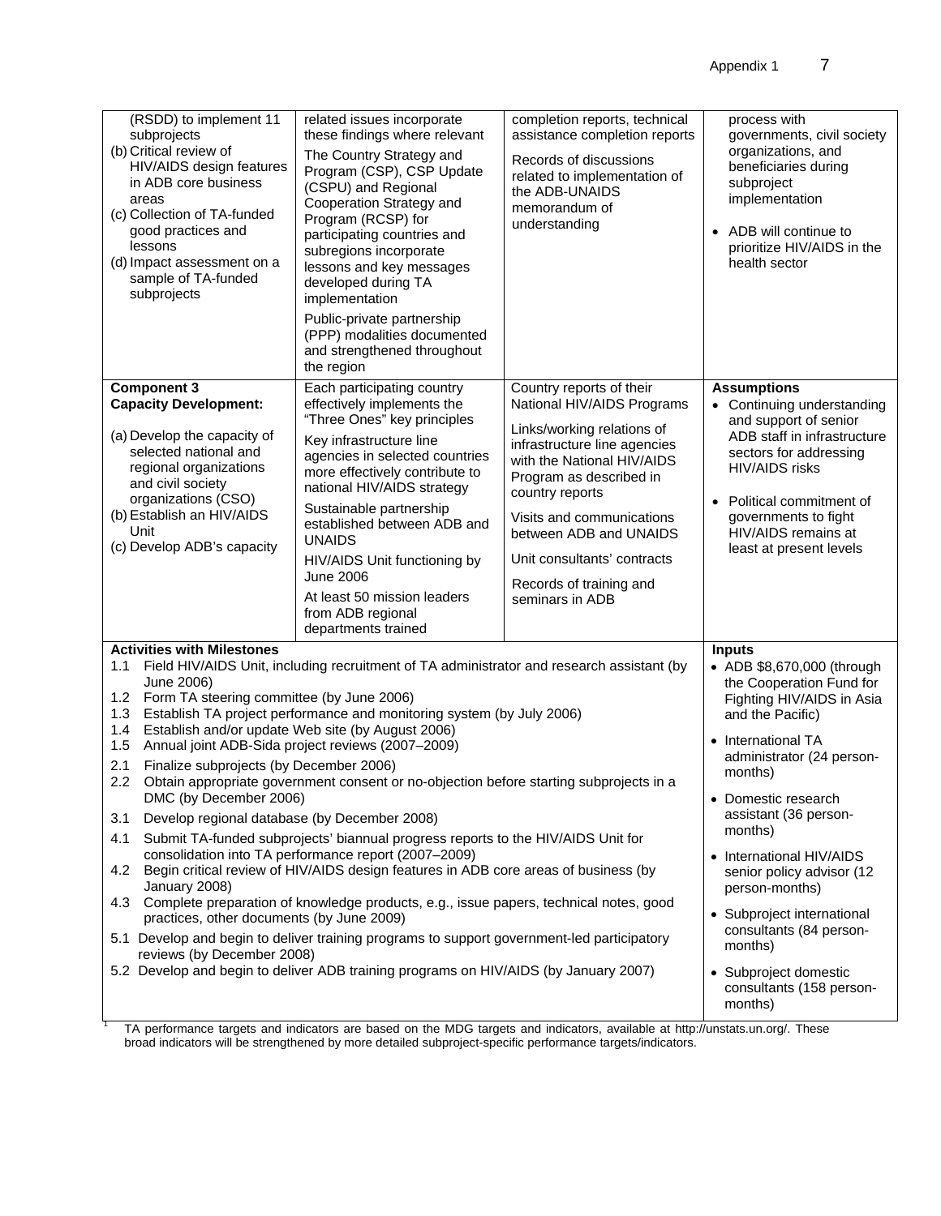| | | | |
|---|---|---|---|
| (RSDD) to implement 11 subprojects<br>(b) Critical review of HIV/AIDS design features in ADB core business areas<br>(c) Collection of TA-funded good practices and lessons<br>(d) Impact assessment on a sample of TA-funded subprojects | related issues incorporate these findings where relevant<br>The Country Strategy and Program (CSP), CSP Update (CSPU) and Regional Cooperation Strategy and Program (RCSP) for participating countries and subregions incorporate lessons and key messages developed during TA implementation<br>Public-private partnership (PPP) modalities documented and strengthened throughout the region | completion reports, technical assistance completion reports<br>Records of discussions related to implementation of the ADB-UNAIDS memorandum of understanding | process with governments, civil society organizations, and beneficiaries during subproject implementation<br>• ADB will continue to prioritize HIV/AIDS in the health sector |
| **Component 3**<br>**Capacity Development:**<br>(a) Develop the capacity of selected national and regional organizations and civil society organizations (CSO)<br>(b) Establish an HIV/AIDS Unit<br>(c) Develop ADB's capacity | Each participating country effectively implements the "Three Ones" key principles<br>Key infrastructure line agencies in selected countries more effectively contribute to national HIV/AIDS strategy<br>Sustainable partnership established between ADB and UNAIDS<br>HIV/AIDS Unit functioning by June 2006<br>At least 50 mission leaders from ADB regional departments trained | Country reports of their National HIV/AIDS Programs<br>Links/working relations of infrastructure line agencies with the National HIV/AIDS Program as described in country reports<br>Visits and communications between ADB and UNAIDS<br>Unit consultants' contracts<br>Records of training and seminars in ADB | **Assumptions**<br>• Continuing understanding and support of senior ADB staff in infrastructure sectors for addressing HIV/AIDS risks<br>• Political commitment of governments to fight HIV/AIDS remains at least at present levels |

| **Activities with Milestones** | **Inputs** |
|---|---|
| 1.1 Field HIV/AIDS Unit, including recruitment of TA administrator and research assistant (by June 2006)<br>1.2 Form TA steering committee (by June 2006)<br>1.3 Establish TA project performance and monitoring system (by July 2006)<br>1.4 Establish and/or update Web site (by August 2006)<br>1.5 Annual joint ADB-Sida project reviews (2007–2009)<br>2.1 Finalize subprojects (by December 2006)<br>2.2 Obtain appropriate government consent or no-objection before starting subprojects in a DMC (by December 2006)<br>3.1 Develop regional database (by December 2008)<br>4.1 Submit TA-funded subprojects' biannual progress reports to the HIV/AIDS Unit for consolidation into TA performance report (2007–2009)<br>4.2 Begin critical review of HIV/AIDS design features in ADB core areas of business (by January 2008)<br>4.3 Complete preparation of knowledge products, e.g., issue papers, technical notes, good practices, other documents (by June 2009)<br>5.1 Develop and begin to deliver training programs to support government-led participatory reviews (by December 2008)<br>5.2 Develop and begin to deliver ADB training programs on HIV/AIDS (by January 2007) | • ADB $8,670,000 (through the Cooperation Fund for Fighting HIV/AIDS in Asia and the Pacific)<br>• International TA administrator (24 person-months)<br>• Domestic research assistant (36 person-months)<br>• International HIV/AIDS senior policy advisor (12 person-months)<br>• Subproject international consultants (84 person-months)<br>• Subproject domestic consultants (158 person-months) |

[1] TA performance targets and indicators are based on the MDG targets and indicators, available at http://unstats.un.org/. These broad indicators will be strengthened by more detailed subproject-specific performance targets/indicators.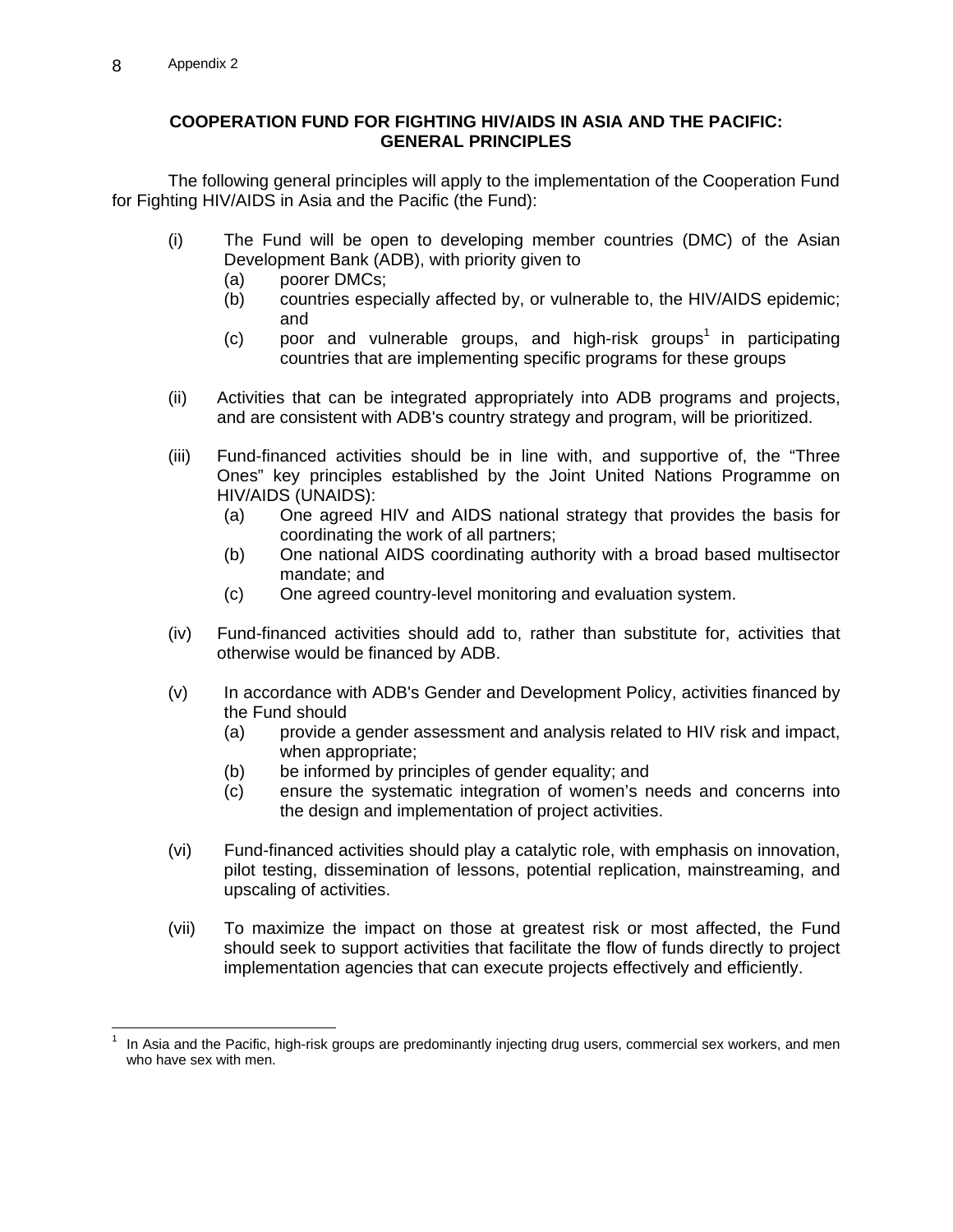# COOPERATION FUND FOR FIGHTING HIV/AIDS IN ASIA AND THE PACIFIC: GENERAL PRINCIPLES

The following general principles will apply to the implementation of the Cooperation Fund for Fighting HIV/AIDS in Asia and the Pacific (the Fund):

(i) The Fund will be open to developing member countries (DMC) of the Asian Development Bank (ADB), with priority given to
   - (a) poorer DMCs;
   - (b) countries especially affected by, or vulnerable to, the HIV/AIDS epidemic; and
   - (c) poor and vulnerable groups, and high-risk groups[1] in participating countries that are implementing specific programs for these groups

(ii) Activities that can be integrated appropriately into ADB programs and projects, and are consistent with ADB's country strategy and program, will be prioritized.

(iii) Fund-financed activities should be in line with, and supportive of, the "Three Ones" key principles established by the Joint United Nations Programme on HIV/AIDS (UNAIDS):
   - (a) One agreed HIV and AIDS national strategy that provides the basis for coordinating the work of all partners;
   - (b) One national AIDS coordinating authority with a broad based multisector mandate; and
   - (c) One agreed country-level monitoring and evaluation system.

(iv) Fund-financed activities should add to, rather than substitute for, activities that otherwise would be financed by ADB.

(v) In accordance with ADB's Gender and Development Policy, activities financed by the Fund should
   - (a) provide a gender assessment and analysis related to HIV risk and impact, when appropriate;
   - (b) be informed by principles of gender equality; and
   - (c) ensure the systematic integration of women's needs and concerns into the design and implementation of project activities.

(vi) Fund-financed activities should play a catalytic role, with emphasis on innovation, pilot testing, dissemination of lessons, potential replication, mainstreaming, and upscaling of activities.

(vii) To maximize the impact on those at greatest risk or most affected, the Fund should seek to support activities that facilitate the flow of funds directly to project implementation agencies that can execute projects effectively and efficiently.

---

[1] In Asia and the Pacific, high-risk groups are predominantly injecting drug users, commercial sex workers, and men who have sex with men.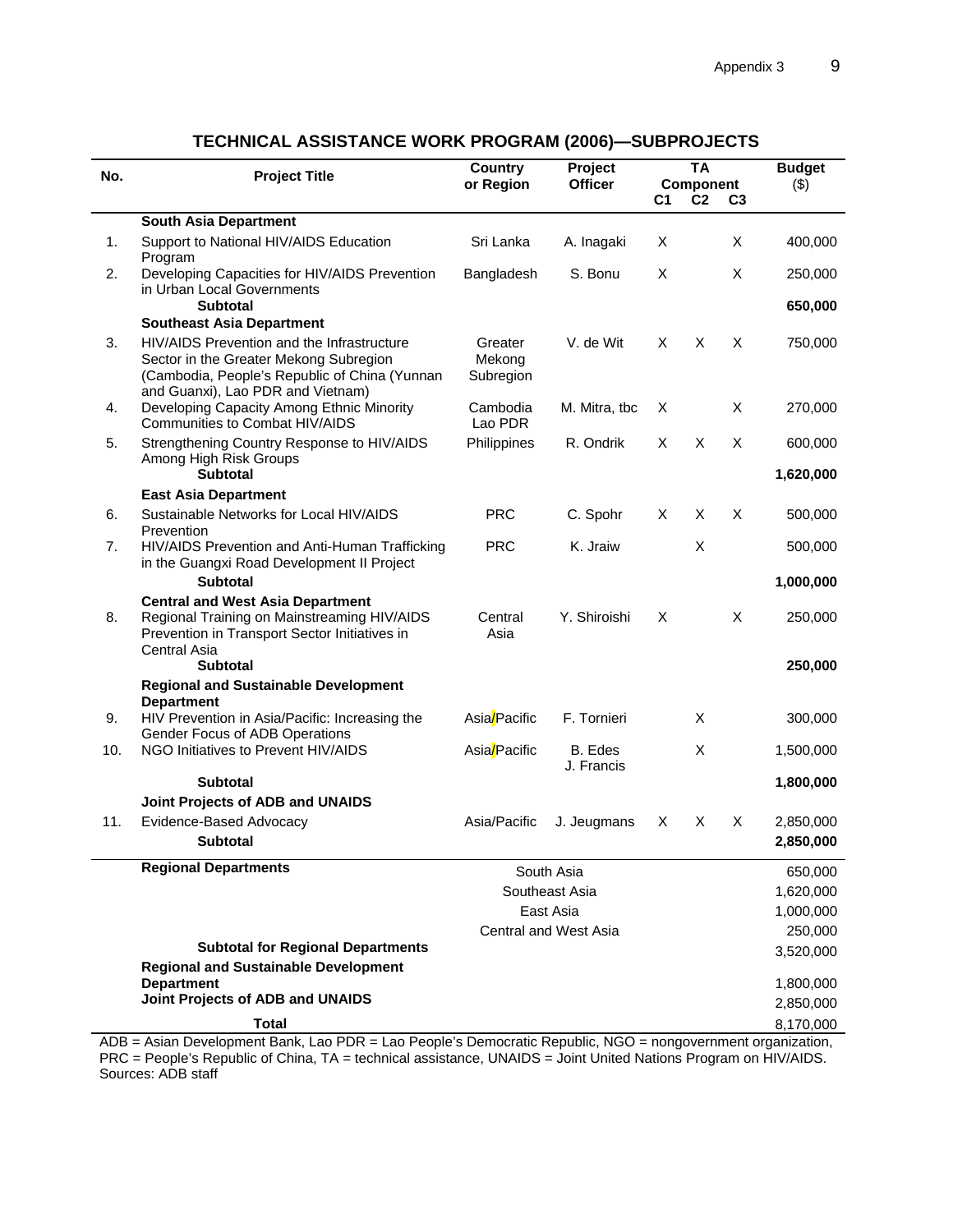## TECHNICAL ASSISTANCE WORK PROGRAM (2006)—SUBPROJECTS

| No. | Project Title | Country or Region | Project Officer | TA Component C1 | C2 | C3 | Budget ($) |
|---|---|---|---|---|---|---|---|
| | **South Asia Department** | | | | | | |
| 1. | Support to National HIV/AIDS Education Program | Sri Lanka | A. Inagaki | X | | X | 400,000 |
| 2. | Developing Capacities for HIV/AIDS Prevention in Urban Local Governments | Bangladesh | S. Bonu | X | | X | 250,000 |
| | **Subtotal** | | | | | | **650,000** |
| | **Southeast Asia Department** | | | | | | |
| 3. | HIV/AIDS Prevention and the Infrastructure Sector in the Greater Mekong Subregion (Cambodia, People's Republic of China (Yunnan and Guanxi), Lao PDR and Vietnam) | Greater Mekong Subregion | V. de Wit | X | X | X | 750,000 |
| 4. | Developing Capacity Among Ethnic Minority Communities to Combat HIV/AIDS | Cambodia Lao PDR | M. Mitra, tbc | X | | X | 270,000 |
| 5. | Strengthening Country Response to HIV/AIDS Among High Risk Groups | Philippines | R. Ondrik | X | X | X | 600,000 |
| | **Subtotal** | | | | | | **1,620,000** |
| | **East Asia Department** | | | | | | |
| 6. | Sustainable Networks for Local HIV/AIDS Prevention | PRC | C. Spohr | X | X | X | 500,000 |
| 7. | HIV/AIDS Prevention and Anti-Human Trafficking in the Guangxi Road Development II Project | PRC | K. Jraiw | | X | | 500,000 |
| | **Subtotal** | | | | | | **1,000,000** |
| | **Central and West Asia Department** | | | | | | |
| 8. | Regional Training on Mainstreaming HIV/AIDS Prevention in Transport Sector Initiatives in Central Asia | Central Asia | Y. Shiroishi | X | | X | 250,000 |
| | **Subtotal** | | | | | | **250,000** |
| | **Regional and Sustainable Development Department** | | | | | | |
| 9. | HIV Prevention in Asia/Pacific: Increasing the Gender Focus of ADB Operations | Asia/Pacific | F. Tornieri | | X | | 300,000 |
| 10. | NGO Initiatives to Prevent HIV/AIDS | Asia/Pacific | B. Edes J. Francis | | X | | 1,500,000 |
| | **Subtotal** | | | | | | **1,800,000** |
| | **Joint Projects of ADB and UNAIDS** | | | | | | |
| 11. | Evidence-Based Advocacy | Asia/Pacific | J. Jeugmans | X | X | X | 2,850,000 |
| | **Subtotal** | | | | | | **2,850,000** |
| | **Regional Departments** | South Asia | | | | | 650,000 |
| | | Southeast Asia | | | | | 1,620,000 |
| | | East Asia | | | | | 1,000,000 |
| | | Central and West Asia | | | | | 250,000 |
| | **Subtotal for Regional Departments** | | | | | | 3,520,000 |
| | **Regional and Sustainable Development Department** | | | | | | 1,800,000 |
| | **Joint Projects of ADB and UNAIDS** | | | | | | 2,850,000 |
| | **Total** | | | | | | 8,170,000 |

ADB = Asian Development Bank, Lao PDR = Lao People's Democratic Republic, NGO = nongovernment organization, PRC = People's Republic of China, TA = technical assistance, UNAIDS = Joint United Nations Program on HIV/AIDS.
Sources: ADB staff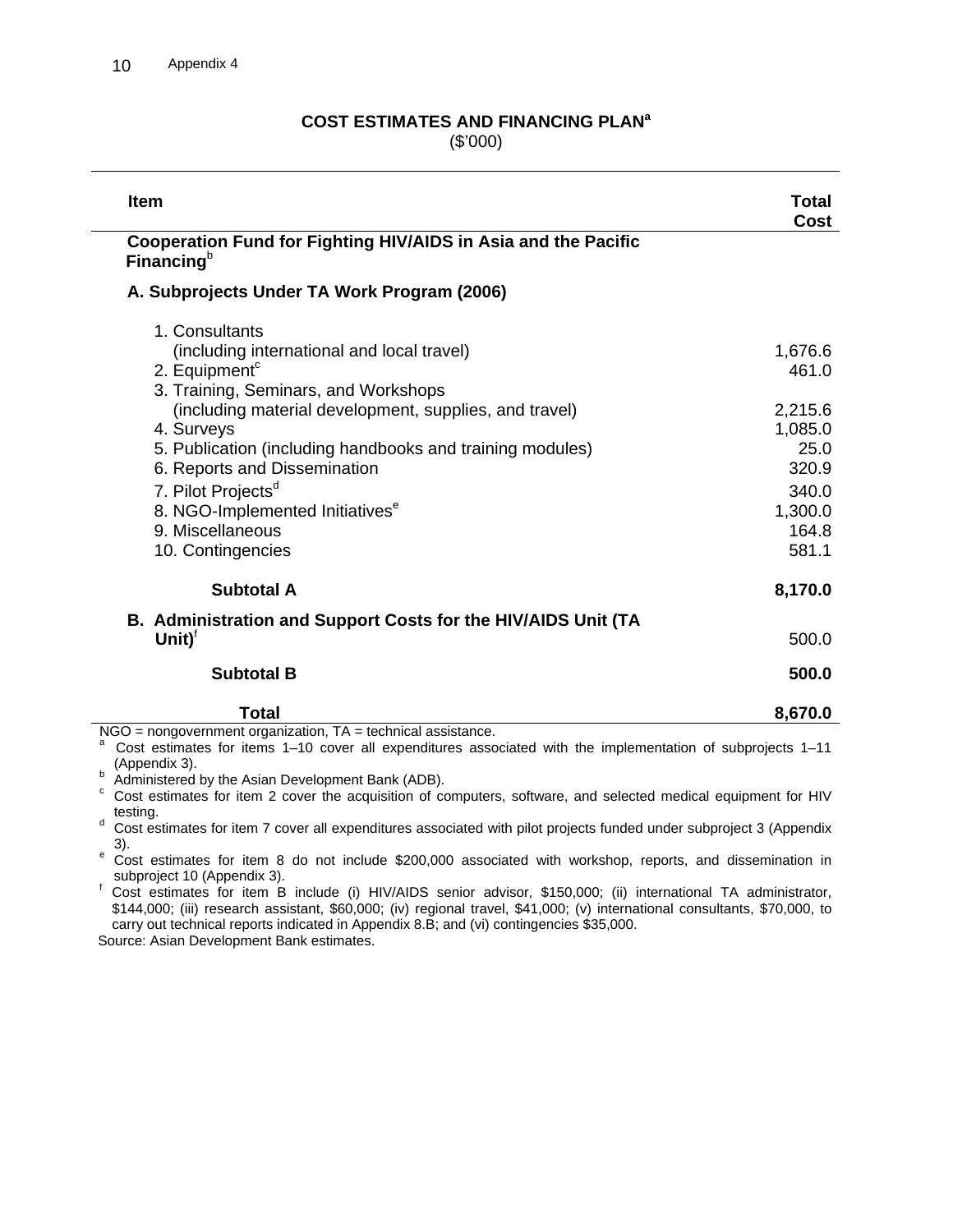## COST ESTIMATES AND FINANCING PLAN[a]

($'000)

| Item | Total Cost |
|---|---|
| **Cooperation Fund for Fighting HIV/AIDS in Asia and the Pacific Financing**[b] | |
| **A. Subprojects Under TA Work Program (2006)** | |
| 1. Consultants (including international and local travel) | 1,676.6 |
| 2. Equipment[c] | 461.0 |
| 3. Training, Seminars, and Workshops (including material development, supplies, and travel) | 2,215.6 |
| 4. Surveys | 1,085.0 |
| 5. Publication (including handbooks and training modules) | 25.0 |
| 6. Reports and Dissemination | 320.9 |
| 7. Pilot Projects[d] | 340.0 |
| 8. NGO-Implemented Initiatives[e] | 1,300.0 |
| 9. Miscellaneous | 164.8 |
| 10. Contingencies | 581.1 |
| **Subtotal A** | **8,170.0** |
| **B. Administration and Support Costs for the HIV/AIDS Unit (TA Unit)**[f] | 500.0 |
| **Subtotal B** | **500.0** |
| **Total** | **8,670.0** |

NGO = nongovernment organization, TA = technical assistance.

[a] Cost estimates for items 1–10 cover all expenditures associated with the implementation of subprojects 1–11 (Appendix 3).

[b] Administered by the Asian Development Bank (ADB).

[c] Cost estimates for item 2 cover the acquisition of computers, software, and selected medical equipment for HIV testing.

[d] Cost estimates for item 7 cover all expenditures associated with pilot projects funded under subproject 3 (Appendix 3).

[e] Cost estimates for item 8 do not include $200,000 associated with workshop, reports, and dissemination in subproject 10 (Appendix 3).

[f] Cost estimates for item B include (i) HIV/AIDS senior advisor, $150,000; (ii) international TA administrator, $144,000; (iii) research assistant, $60,000; (iv) regional travel, $41,000; (v) international consultants, $70,000, to carry out technical reports indicated in Appendix 8.B; and (vi) contingencies $35,000.

Source: Asian Development Bank estimates.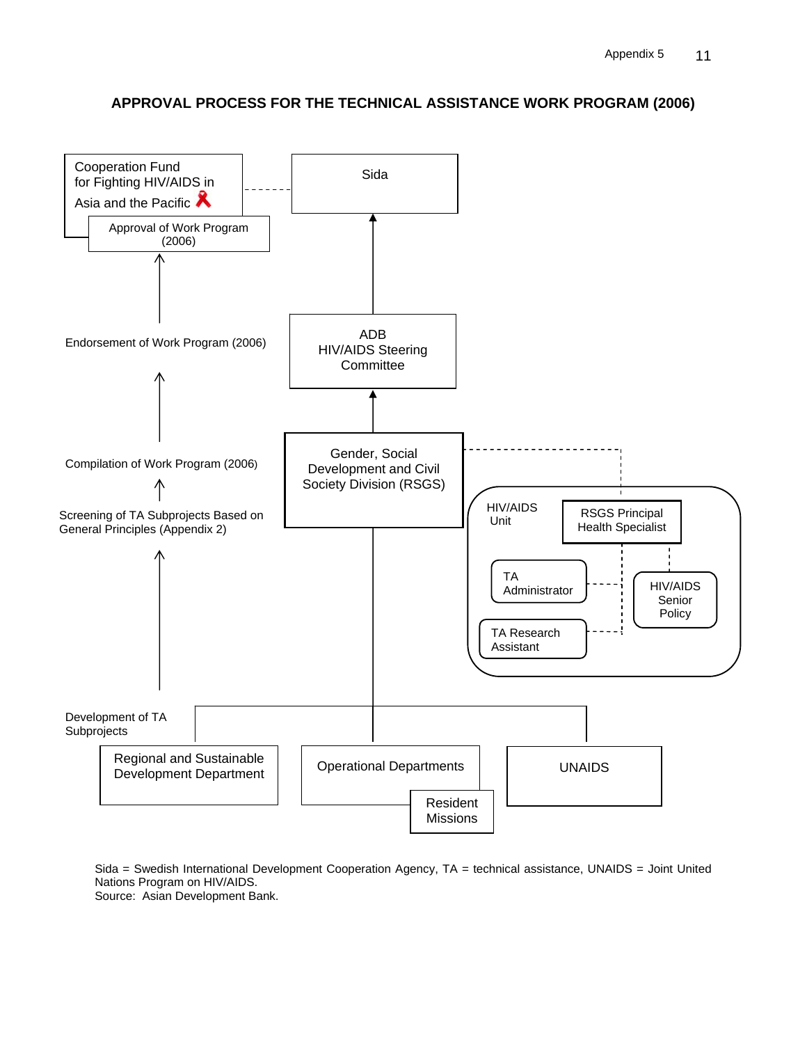# APPROVAL PROCESS FOR THE TECHNICAL ASSISTANCE WORK PROGRAM (2006)

Cooperation Fund for Fighting HIV/AIDS in Asia and the Pacific

Approval of Work Program (2006)

Sida

Endorsement of Work Program (2006)

ADB HIV/AIDS Steering Committee

Compilation of Work Program (2006)

Screening of TA Subprojects Based on General Principles (Appendix 2)

Gender, Social Development and Civil Society Division (RSGS)

HIV/AIDS Unit

RSGS Principal Health Specialist

TA Administrator

HIV/AIDS Senior Policy

TA Research Assistant

Development of TA Subprojects

Regional and Sustainable Development Department

Operational Departments

Resident Missions

UNAIDS

Sida = Swedish International Development Cooperation Agency, TA = technical assistance, UNAIDS = Joint United Nations Program on HIV/AIDS.
Source: Asian Development Bank.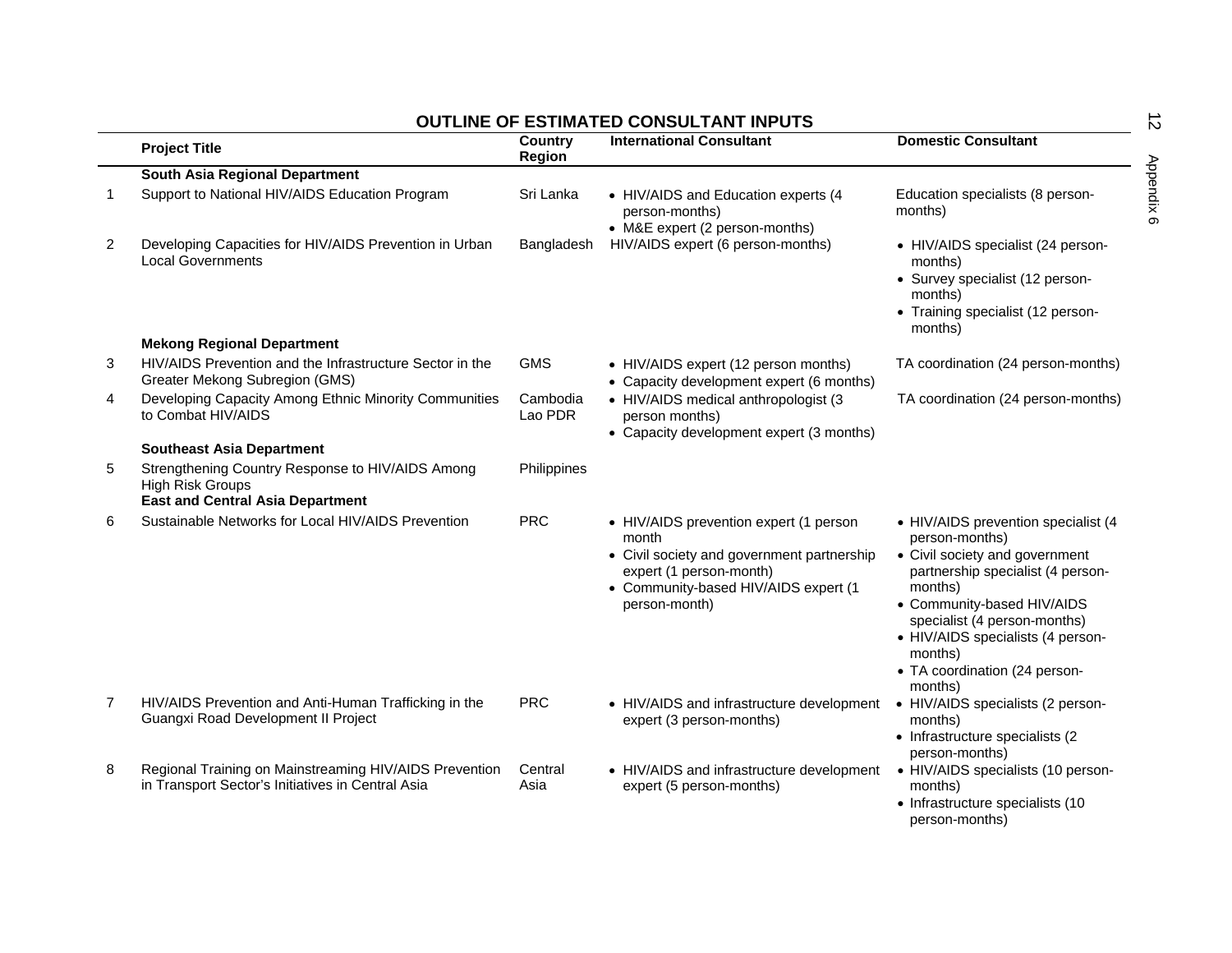## OUTLINE OF ESTIMATED CONSULTANT INPUTS

| | Project Title | Country Region | International Consultant | Domestic Consultant |
|---|---|---|---|---|
| | **South Asia Regional Department** | | | |
| 1 | Support to National HIV/AIDS Education Program | Sri Lanka | • HIV/AIDS and Education experts (4 person-months)<br>• M&E expert (2 person-months) | Education specialists (8 person-months) |
| 2 | Developing Capacities for HIV/AIDS Prevention in Urban Local Governments | Bangladesh | HIV/AIDS expert (6 person-months) | • HIV/AIDS specialist (24 person-months)<br>• Survey specialist (12 person-months)<br>• Training specialist (12 person-months) |
| | **Mekong Regional Department** | | | |
| 3 | HIV/AIDS Prevention and the Infrastructure Sector in the Greater Mekong Subregion (GMS) | GMS | • HIV/AIDS expert (12 person months)<br>• Capacity development expert (6 months) | TA coordination (24 person-months) |
| 4 | Developing Capacity Among Ethnic Minority Communities to Combat HIV/AIDS | Cambodia Lao PDR | • HIV/AIDS medical anthropologist (3 person months)<br>• Capacity development expert (3 months) | TA coordination (24 person-months) |
| | **Southeast Asia Department** | | | |
| 5 | Strengthening Country Response to HIV/AIDS Among High Risk Groups | Philippines | | |
| | **East and Central Asia Department** | | | |
| 6 | Sustainable Networks for Local HIV/AIDS Prevention | PRC | • HIV/AIDS prevention expert (1 person month<br>• Civil society and government partnership expert (1 person-month)<br>• Community-based HIV/AIDS expert (1 person-month) | • HIV/AIDS prevention specialist (4 person-months)<br>• Civil society and government partnership specialist (4 person-months)<br>• Community-based HIV/AIDS specialist (4 person-months)<br>• HIV/AIDS specialists (4 person-months)<br>• TA coordination (24 person-months) |
| 7 | HIV/AIDS Prevention and Anti-Human Trafficking in the Guangxi Road Development II Project | PRC | • HIV/AIDS and infrastructure development expert (3 person-months) | • HIV/AIDS specialists (2 person-months)<br>• Infrastructure specialists (2 person-months) |
| 8 | Regional Training on Mainstreaming HIV/AIDS Prevention in Transport Sector's Initiatives in Central Asia | Central Asia | • HIV/AIDS and infrastructure development expert (5 person-months) | • HIV/AIDS specialists (10 person-months)<br>• Infrastructure specialists (10 person-months) |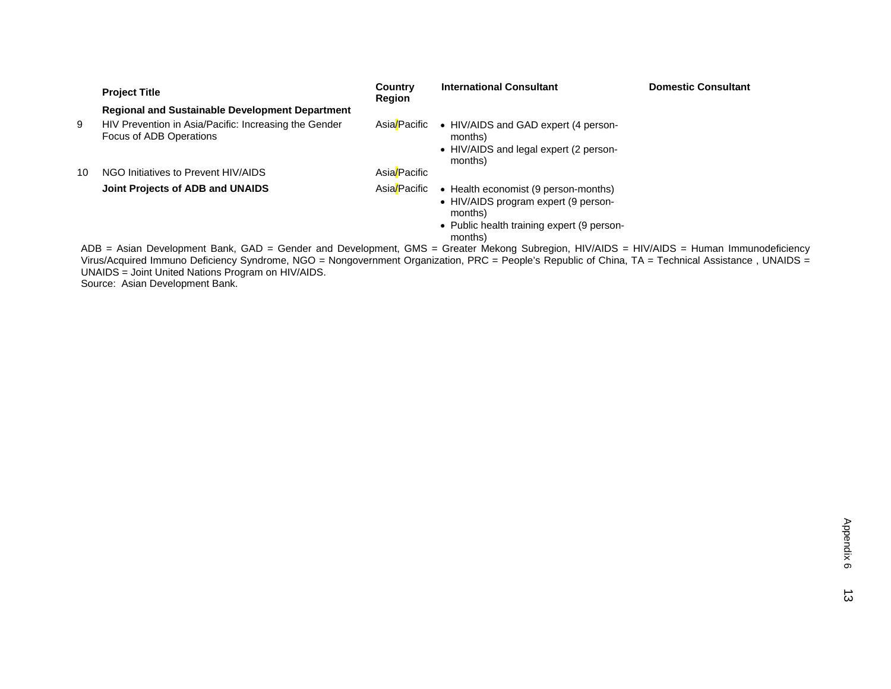|  | Project Title | Country Region | International Consultant | Domestic Consultant |
|---|---|---|---|---|
|  | **Regional and Sustainable Development Department** |  |  |  |
| 9 | HIV Prevention in Asia/Pacific: Increasing the Gender Focus of ADB Operations | Asia/Pacific | • HIV/AIDS and GAD expert (4 person-months)<br>• HIV/AIDS and legal expert (2 person-months) |  |
| 10 | NGO Initiatives to Prevent HIV/AIDS | Asia/Pacific |  |  |
|  | **Joint Projects of ADB and UNAIDS** | Asia/Pacific | • Health economist (9 person-months)<br>• HIV/AIDS program expert (9 person-months)<br>• Public health training expert (9 person-months) |  |

ADB = Asian Development Bank, GAD = Gender and Development, GMS = Greater Mekong Subregion, HIV/AIDS = HIV/AIDS = Human Immunodeficiency Virus/Acquired Immuno Deficiency Syndrome, NGO = Nongovernment Organization, PRC = People's Republic of China, TA = Technical Assistance , UNAIDS = UNAIDS = Joint United Nations Program on HIV/AIDS.

Source: Asian Development Bank.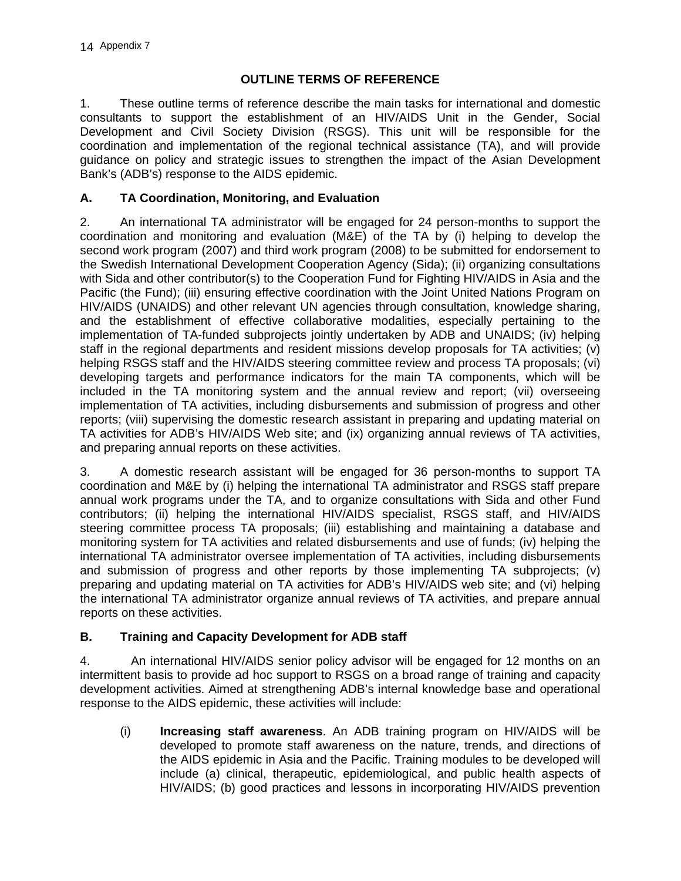## OUTLINE TERMS OF REFERENCE

1. These outline terms of reference describe the main tasks for international and domestic consultants to support the establishment of an HIV/AIDS Unit in the Gender, Social Development and Civil Society Division (RSGS). This unit will be responsible for the coordination and implementation of the regional technical assistance (TA), and will provide guidance on policy and strategic issues to strengthen the impact of the Asian Development Bank's (ADB's) response to the AIDS epidemic.

### A. TA Coordination, Monitoring, and Evaluation

2. An international TA administrator will be engaged for 24 person-months to support the coordination and monitoring and evaluation (M&E) of the TA by (i) helping to develop the second work program (2007) and third work program (2008) to be submitted for endorsement to the Swedish International Development Cooperation Agency (Sida); (ii) organizing consultations with Sida and other contributor(s) to the Cooperation Fund for Fighting HIV/AIDS in Asia and the Pacific (the Fund); (iii) ensuring effective coordination with the Joint United Nations Program on HIV/AIDS (UNAIDS) and other relevant UN agencies through consultation, knowledge sharing, and the establishment of effective collaborative modalities, especially pertaining to the implementation of TA-funded subprojects jointly undertaken by ADB and UNAIDS; (iv) helping staff in the regional departments and resident missions develop proposals for TA activities; (v) helping RSGS staff and the HIV/AIDS steering committee review and process TA proposals; (vi) developing targets and performance indicators for the main TA components, which will be included in the TA monitoring system and the annual review and report; (vii) overseeing implementation of TA activities, including disbursements and submission of progress and other reports; (viii) supervising the domestic research assistant in preparing and updating material on TA activities for ADB's HIV/AIDS Web site; and (ix) organizing annual reviews of TA activities, and preparing annual reports on these activities.

3. A domestic research assistant will be engaged for 36 person-months to support TA coordination and M&E by (i) helping the international TA administrator and RSGS staff prepare annual work programs under the TA, and to organize consultations with Sida and other Fund contributors; (ii) helping the international HIV/AIDS specialist, RSGS staff, and HIV/AIDS steering committee process TA proposals; (iii) establishing and maintaining a database and monitoring system for TA activities and related disbursements and use of funds; (iv) helping the international TA administrator oversee implementation of TA activities, including disbursements and submission of progress and other reports by those implementing TA subprojects; (v) preparing and updating material on TA activities for ADB's HIV/AIDS web site; and (vi) helping the international TA administrator organize annual reviews of TA activities, and prepare annual reports on these activities.

### B. Training and Capacity Development for ADB staff

4. An international HIV/AIDS senior policy advisor will be engaged for 12 months on an intermittent basis to provide ad hoc support to RSGS on a broad range of training and capacity development activities. Aimed at strengthening ADB's internal knowledge base and operational response to the AIDS epidemic, these activities will include:

(i) **Increasing staff awareness**. An ADB training program on HIV/AIDS will be developed to promote staff awareness on the nature, trends, and directions of the AIDS epidemic in Asia and the Pacific. Training modules to be developed will include (a) clinical, therapeutic, epidemiological, and public health aspects of HIV/AIDS; (b) good practices and lessons in incorporating HIV/AIDS prevention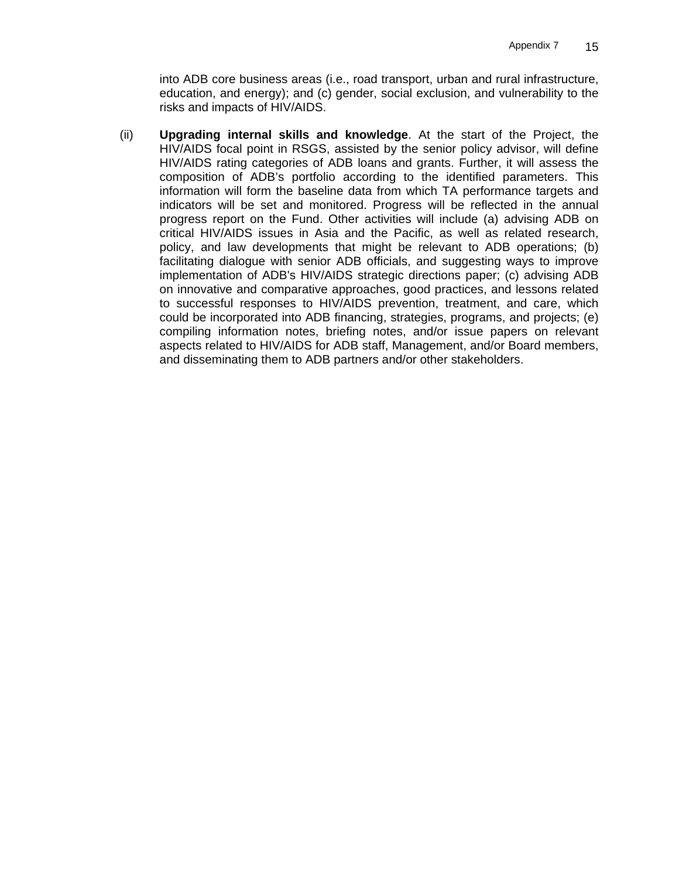into ADB core business areas (i.e., road transport, urban and rural infrastructure, education, and energy); and (c) gender, social exclusion, and vulnerability to the risks and impacts of HIV/AIDS.

(ii) **Upgrading internal skills and knowledge**. At the start of the Project, the HIV/AIDS focal point in RSGS, assisted by the senior policy advisor, will define HIV/AIDS rating categories of ADB loans and grants. Further, it will assess the composition of ADB's portfolio according to the identified parameters. This information will form the baseline data from which TA performance targets and indicators will be set and monitored. Progress will be reflected in the annual progress report on the Fund. Other activities will include (a) advising ADB on critical HIV/AIDS issues in Asia and the Pacific, as well as related research, policy, and law developments that might be relevant to ADB operations; (b) facilitating dialogue with senior ADB officials, and suggesting ways to improve implementation of ADB's HIV/AIDS strategic directions paper; (c) advising ADB on innovative and comparative approaches, good practices, and lessons related to successful responses to HIV/AIDS prevention, treatment, and care, which could be incorporated into ADB financing, strategies, programs, and projects; (e) compiling information notes, briefing notes, and/or issue papers on relevant aspects related to HIV/AIDS for ADB staff, Management, and/or Board members, and disseminating them to ADB partners and/or other stakeholders.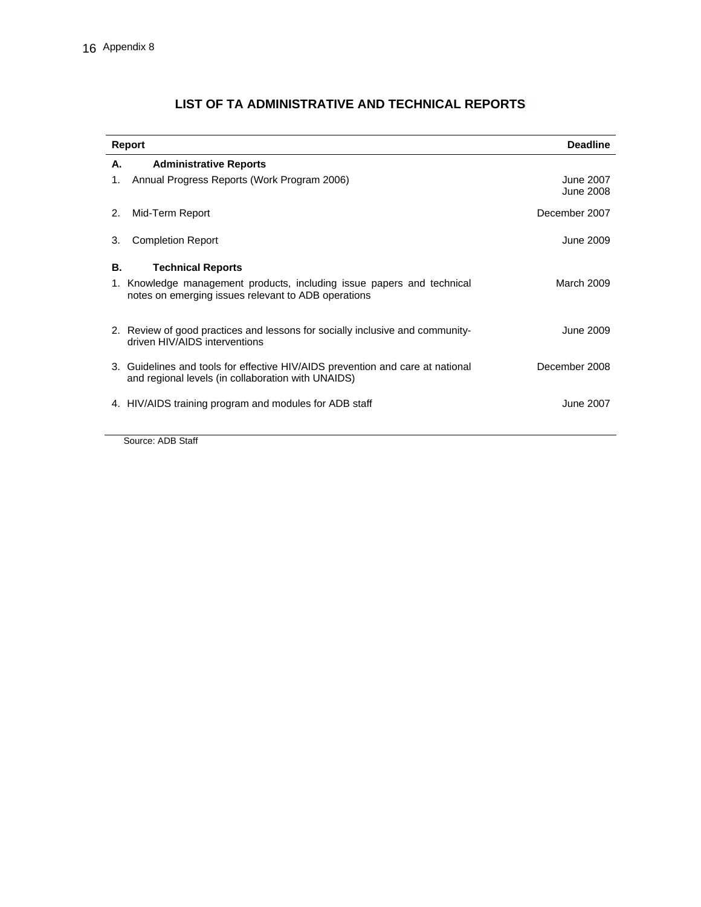## LIST OF TA ADMINISTRATIVE AND TECHNICAL REPORTS

| Report | Deadline |
|---|---|
| **A. Administrative Reports** | |
| 1. Annual Progress Reports (Work Program 2006) | June 2007<br>June 2008 |
| 2. Mid-Term Report | December 2007 |
| 3. Completion Report | June 2009 |
| **B. Technical Reports** | |
| 1. Knowledge management products, including issue papers and technical notes on emerging issues relevant to ADB operations | March 2009 |
| 2. Review of good practices and lessons for socially inclusive and community-driven HIV/AIDS interventions | June 2009 |
| 3. Guidelines and tools for effective HIV/AIDS prevention and care at national and regional levels (in collaboration with UNAIDS) | December 2008 |
| 4. HIV/AIDS training program and modules for ADB staff | June 2007 |

Source: ADB Staff